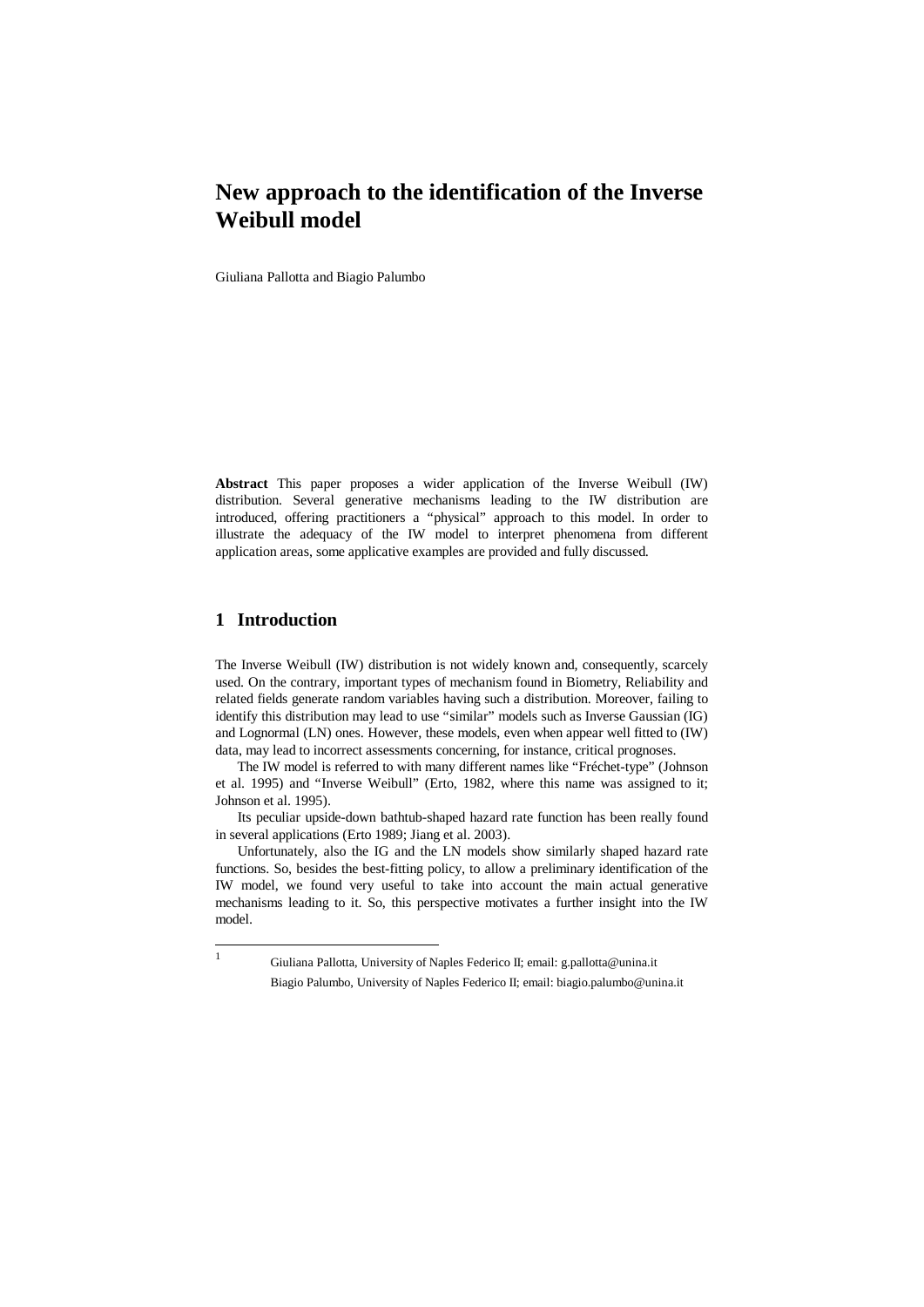# New approach to the identification of the Inverse Weibull model

Giuliana Pallotta and Biagio Palumbo

**Abstract** This paper proposes a wider application of the Inverse Weibull (IW) distribution. Several generative mechanisms leading to the IW distribution are introduced, offering practitioners a "physical" approach to this model. In order to illustrate the adequacy of the IW model to interpret phenomena from different application areas, some applicative examples are provided and fully discussed.

## 1 Introduction

The Inverse Weibull (IW) distribution is not widely known and, consequently, scarcely used. On the contrary, important types of mechanism found in Biometry, Reliability and related fields generate random variables having such a distribution. Moreover, failing to identify this distribution may lead to use "similar" models such as Inverse Gaussian (IG) and Lognormal (LN) ones. However, these models, even when appear well fitted to (IW) data, may lead to incorrect assessments concerning, for instance, critical prognoses.

The IW model is referred to with many different names like "Fréchet-type" (Johnson et al. 1995) and "Inverse Weibull" (Erto, 1982, where this name was assigned to it; Johnson et al. 1995).

Its peculiar upside-down bathtub-shaped hazard rate function has been really found in several applications (Erto 1989; Jiang et al. 2003).

Unfortunately, also the IG and the LN models show similarly shaped hazard rate functions. So, besides the best-fitting policy, to allow a preliminary identification of the IW model, we found very useful to take into account the main actual generative mechanisms leading to it. So, this perspective motivates a further insight into the IW model.

[1] Giuliana Pallotta, University of Naples Federico II; email: g.pallotta@unina.it
Biagio Palumbo, University of Naples Federico II; email: biagio.palumbo@unina.it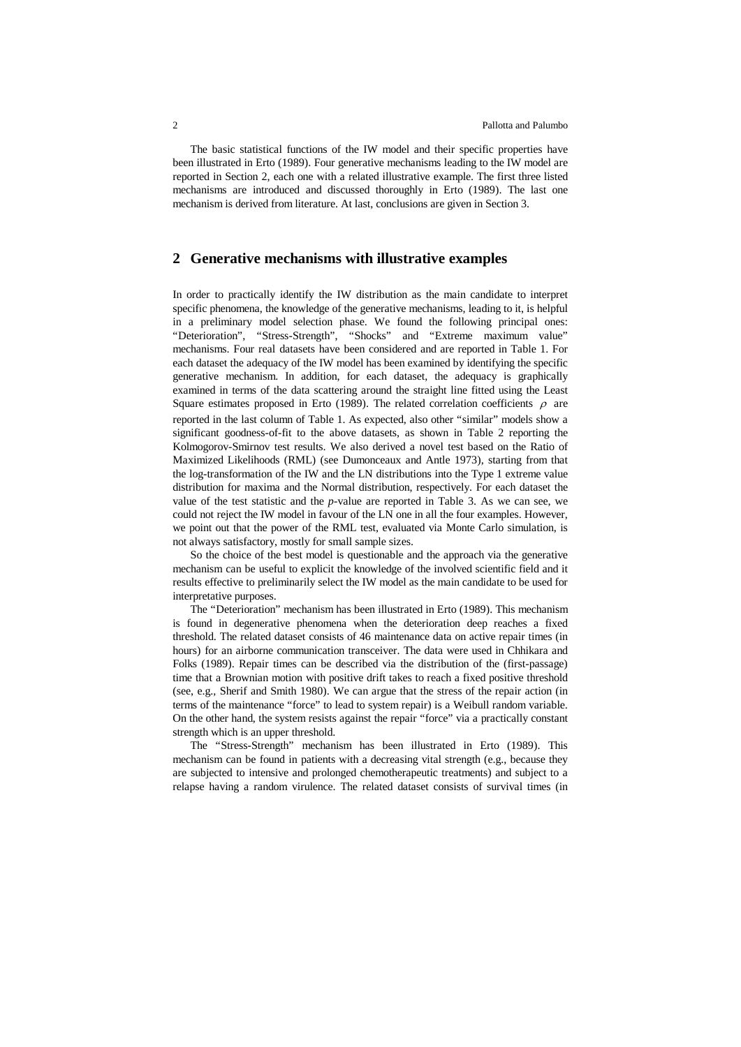The basic statistical functions of the IW model and their specific properties have been illustrated in Erto (1989). Four generative mechanisms leading to the IW model are reported in Section 2, each one with a related illustrative example. The first three listed mechanisms are introduced and discussed thoroughly in Erto (1989). The last one mechanism is derived from literature. At last, conclusions are given in Section 3.

## 2 Generative mechanisms with illustrative examples

In order to practically identify the IW distribution as the main candidate to interpret specific phenomena, the knowledge of the generative mechanisms, leading to it, is helpful in a preliminary model selection phase. We found the following principal ones: "Deterioration", "Stress-Strength", "Shocks" and "Extreme maximum value" mechanisms. Four real datasets have been considered and are reported in Table 1. For each dataset the adequacy of the IW model has been examined by identifying the specific generative mechanism. In addition, for each dataset, the adequacy is graphically examined in terms of the data scattering around the straight line fitted using the Least Square estimates proposed in Erto (1989). The related correlation coefficients $\rho$ are reported in the last column of Table 1. As expected, also other "similar" models show a significant goodness-of-fit to the above datasets, as shown in Table 2 reporting the Kolmogorov-Smirnov test results. We also derived a novel test based on the Ratio of Maximized Likelihoods (RML) (see Dumonceaux and Antle 1973), starting from that the log-transformation of the IW and the LN distributions into the Type 1 extreme value distribution for maxima and the Normal distribution, respectively. For each dataset the value of the test statistic and the *p*-value are reported in Table 3. As we can see, we could not reject the IW model in favour of the LN one in all the four examples. However, we point out that the power of the RML test, evaluated via Monte Carlo simulation, is not always satisfactory, mostly for small sample sizes.

So the choice of the best model is questionable and the approach via the generative mechanism can be useful to explicit the knowledge of the involved scientific field and it results effective to preliminarily select the IW model as the main candidate to be used for interpretative purposes.

The "Deterioration" mechanism has been illustrated in Erto (1989). This mechanism is found in degenerative phenomena when the deterioration deep reaches a fixed threshold. The related dataset consists of 46 maintenance data on active repair times (in hours) for an airborne communication transceiver. The data were used in Chhikara and Folks (1989). Repair times can be described via the distribution of the (first-passage) time that a Brownian motion with positive drift takes to reach a fixed positive threshold (see, e.g., Sherif and Smith 1980). We can argue that the stress of the repair action (in terms of the maintenance "force" to lead to system repair) is a Weibull random variable. On the other hand, the system resists against the repair "force" via a practically constant strength which is an upper threshold.

The "Stress-Strength" mechanism has been illustrated in Erto (1989). This mechanism can be found in patients with a decreasing vital strength (e.g., because they are subjected to intensive and prolonged chemotherapeutic treatments) and subject to a relapse having a random virulence. The related dataset consists of survival times (in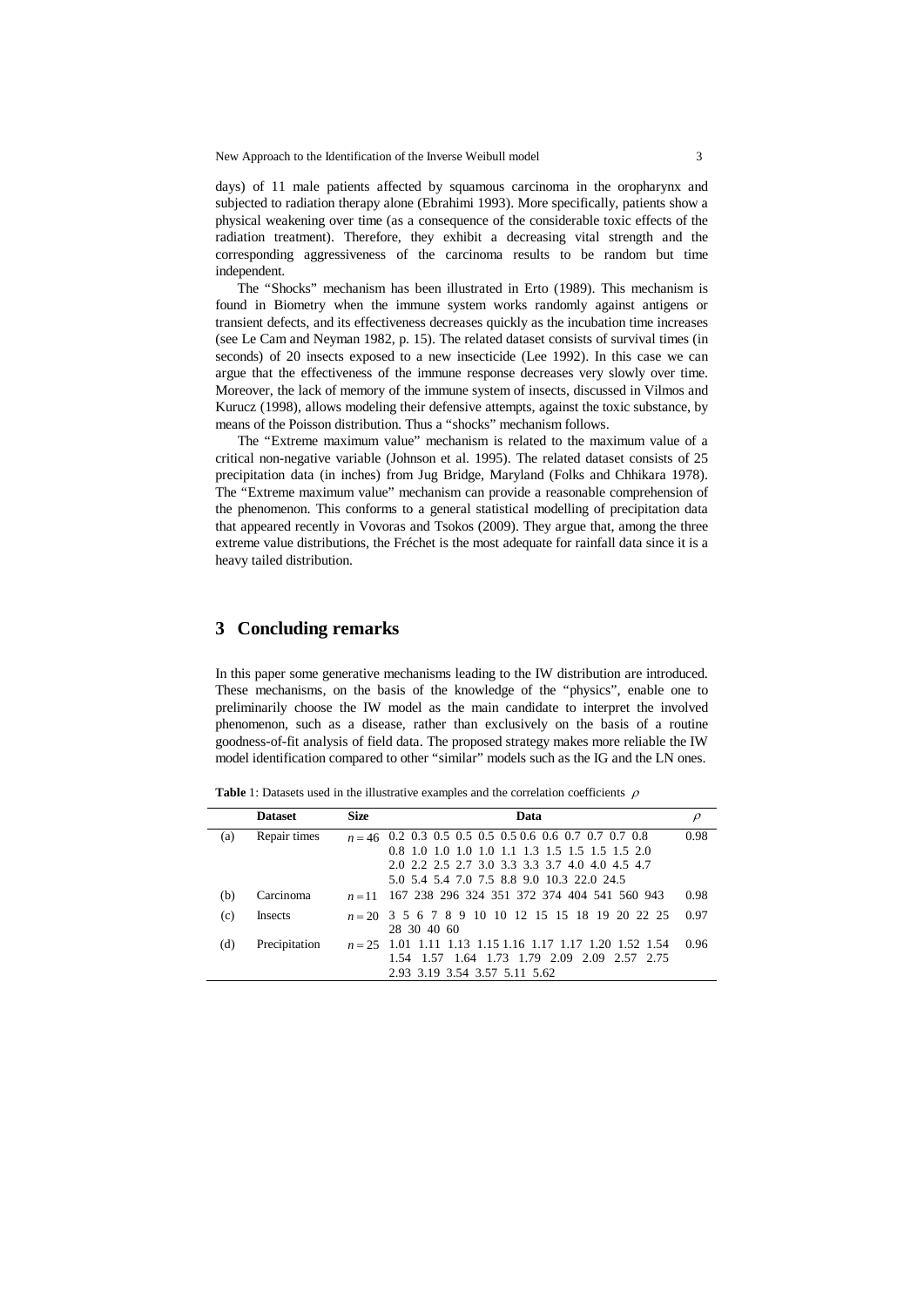days) of 11 male patients affected by squamous carcinoma in the oropharynx and subjected to radiation therapy alone (Ebrahimi 1993). More specifically, patients show a physical weakening over time (as a consequence of the considerable toxic effects of the radiation treatment). Therefore, they exhibit a decreasing vital strength and the corresponding aggressiveness of the carcinoma results to be random but time independent.

The "Shocks" mechanism has been illustrated in Erto (1989). This mechanism is found in Biometry when the immune system works randomly against antigens or transient defects, and its effectiveness decreases quickly as the incubation time increases (see Le Cam and Neyman 1982, p. 15). The related dataset consists of survival times (in seconds) of 20 insects exposed to a new insecticide (Lee 1992). In this case we can argue that the effectiveness of the immune response decreases very slowly over time. Moreover, the lack of memory of the immune system of insects, discussed in Vilmos and Kurucz (1998), allows modeling their defensive attempts, against the toxic substance, by means of the Poisson distribution. Thus a "shocks" mechanism follows.

The "Extreme maximum value" mechanism is related to the maximum value of a critical non-negative variable (Johnson et al. 1995). The related dataset consists of 25 precipitation data (in inches) from Jug Bridge, Maryland (Folks and Chhikara 1978). The "Extreme maximum value" mechanism can provide a reasonable comprehension of the phenomenon. This conforms to a general statistical modelling of precipitation data that appeared recently in Vovoras and Tsokos (2009). They argue that, among the three extreme value distributions, the Fréchet is the most adequate for rainfall data since it is a heavy tailed distribution.

## 3 Concluding remarks

In this paper some generative mechanisms leading to the IW distribution are introduced. These mechanisms, on the basis of the knowledge of the "physics", enable one to preliminarily choose the IW model as the main candidate to interpret the involved phenomenon, such as a disease, rather than exclusively on the basis of a routine goodness-of-fit analysis of field data. The proposed strategy makes more reliable the IW model identification compared to other "similar" models such as the IG and the LN ones.

**Table** 1: Datasets used in the illustrative examples and the correlation coefficients $\rho$

| | Dataset | Size | Data | $\rho$ |
|---|---|---|---|---|
| (a) | Repair times | $n = 46$ | 0.2 0.3 0.5 0.5 0.5 0.5 0.6 0.6 0.7 0.7 0.7 0.8 0.8 1.0 1.0 1.0 1.0 1.1 1.3 1.5 1.5 1.5 1.5 2.0 2.0 2.2 2.5 2.7 3.0 3.3 3.3 3.7 4.0 4.0 4.5 4.7 5.0 5.4 5.4 7.0 7.5 8.8 9.0 10.3 22.0 24.5 | 0.98 |
| (b) | Carcinoma | $n = 11$ | 167 238 296 324 351 372 374 404 541 560 943 | 0.98 |
| (c) | Insects | $n = 20$ | 3 5 6 7 8 9 10 10 12 15 15 18 19 20 22 25 28 30 40 60 | 0.97 |
| (d) | Precipitation | $n = 25$ | 1.01 1.11 1.13 1.15 1.16 1.17 1.17 1.20 1.52 1.54 1.54 1.57 1.64 1.73 1.79 2.09 2.09 2.57 2.75 2.93 3.19 3.54 3.57 5.11 5.62 | 0.96 |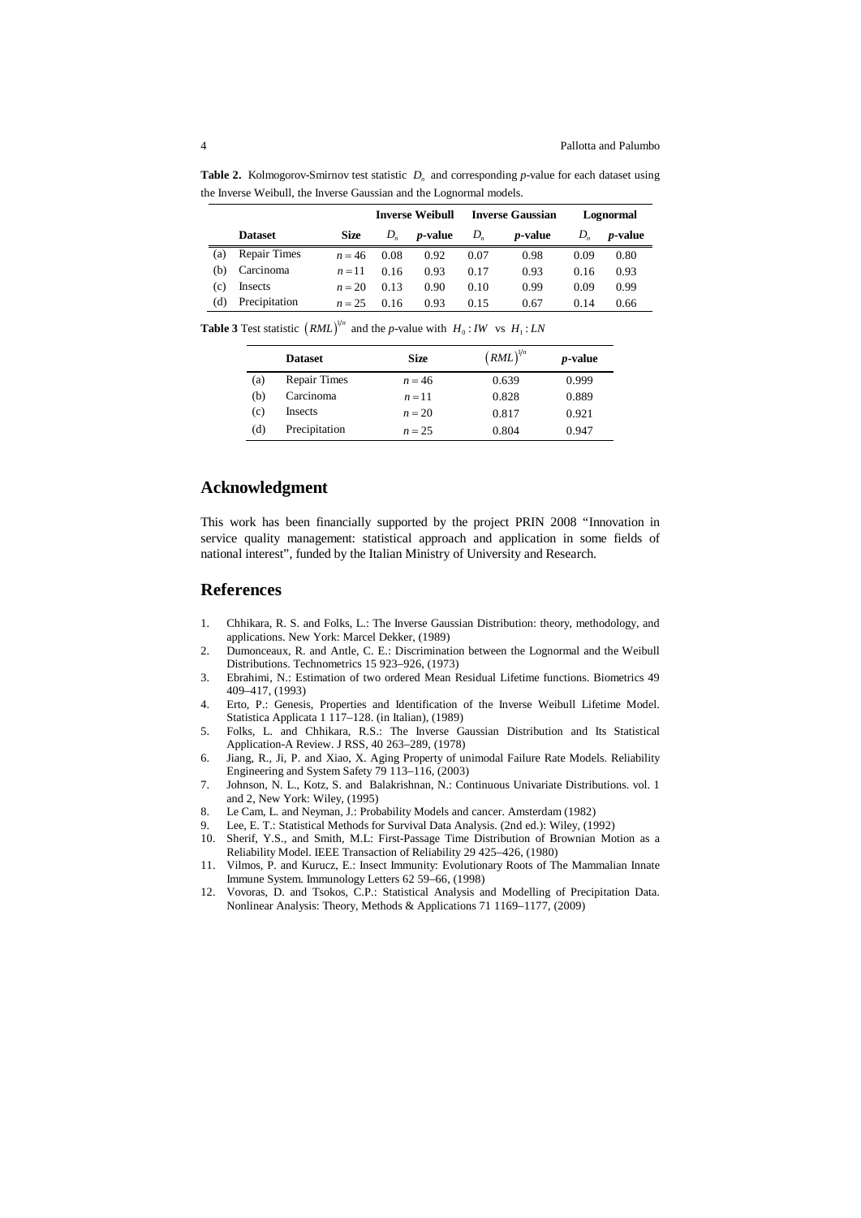**Table 2.** Kolmogorov-Smirnov test statistic $D_n$ and corresponding *p*-value for each dataset using the Inverse Weibull, the Inverse Gaussian and the Lognormal models.

| | | | Inverse Weibull | | Inverse Gaussian | | Lognormal | |
|---|---|---|---|---|---|---|---|---|
| | **Dataset** | **Size** | $D_n$ | ***p*-value** | $D_n$ | ***p*-value** | $D_n$ | ***p*-value** |
| (a) | Repair Times | $n=46$ | 0.08 | 0.92 | 0.07 | 0.98 | 0.09 | 0.80 |
| (b) | Carcinoma | $n=11$ | 0.16 | 0.93 | 0.17 | 0.93 | 0.16 | 0.93 |
| (c) | Insects | $n=20$ | 0.13 | 0.90 | 0.10 | 0.99 | 0.09 | 0.99 |
| (d) | Precipitation | $n=25$ | 0.16 | 0.93 | 0.15 | 0.67 | 0.14 | 0.66 |

**Table 3** Test statistic $(RML)^{1/n}$ and the *p*-value with $H_0: IW$ vs $H_1: LN$

| | **Dataset** | **Size** | $(RML)^{1/n}$ | ***p*-value** |
|---|---|---|---|---|
| (a) | Repair Times | $n=46$ | 0.639 | 0.999 |
| (b) | Carcinoma | $n=11$ | 0.828 | 0.889 |
| (c) | Insects | $n=20$ | 0.817 | 0.921 |
| (d) | Precipitation | $n=25$ | 0.804 | 0.947 |

## Acknowledgment

This work has been financially supported by the project PRIN 2008 "Innovation in service quality management: statistical approach and application in some fields of national interest", funded by the Italian Ministry of University and Research.

## References

1. Chhikara, R. S. and Folks, L.: The Inverse Gaussian Distribution: theory, methodology, and applications. New York: Marcel Dekker, (1989)
2. Dumonceaux, R. and Antle, C. E.: Discrimination between the Lognormal and the Weibull Distributions. Technometrics 15 923–926, (1973)
3. Ebrahimi, N.: Estimation of two ordered Mean Residual Lifetime functions. Biometrics 49 409–417, (1993)
4. Erto, P.: Genesis, Properties and Identification of the Inverse Weibull Lifetime Model. Statistica Applicata 1 117–128. (in Italian), (1989)
5. Folks, L. and Chhikara, R.S.: The Inverse Gaussian Distribution and Its Statistical Application-A Review. J RSS, 40 263–289, (1978)
6. Jiang, R., Ji, P. and Xiao, X. Aging Property of unimodal Failure Rate Models. Reliability Engineering and System Safety 79 113–116, (2003)
7. Johnson, N. L., Kotz, S. and Balakrishnan, N.: Continuous Univariate Distributions. vol. 1 and 2, New York: Wiley, (1995)
8. Le Cam, L. and Neyman, J.: Probability Models and cancer. Amsterdam (1982)
9. Lee, E. T.: Statistical Methods for Survival Data Analysis. (2nd ed.): Wiley, (1992)
10. Sherif, Y.S., and Smith, M.L: First-Passage Time Distribution of Brownian Motion as a Reliability Model. IEEE Transaction of Reliability 29 425–426, (1980)
11. Vilmos, P. and Kurucz, E.: Insect Immunity: Evolutionary Roots of The Mammalian Innate Immune System. Immunology Letters 62 59–66, (1998)
12. Vovoras, D. and Tsokos, C.P.: Statistical Analysis and Modelling of Precipitation Data. Nonlinear Analysis: Theory, Methods & Applications 71 1169–1177, (2009)